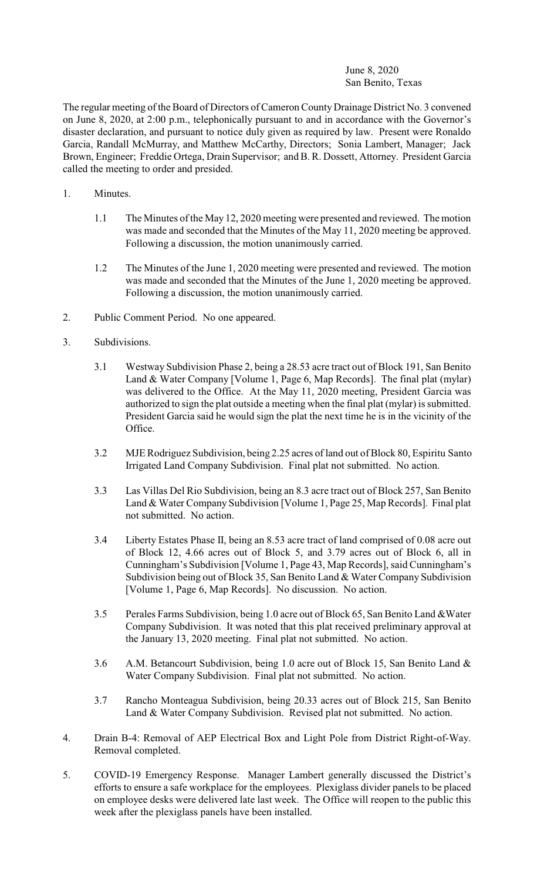June 8, 2020
San Benito, Texas

The regular meeting of the Board of Directors of Cameron County Drainage District No. 3 convened on June 8, 2020, at 2:00 p.m., telephonically pursuant to and in accordance with the Governor's disaster declaration, and pursuant to notice duly given as required by law. Present were Ronaldo Garcia, Randall McMurray, and Matthew McCarthy, Directors; Sonia Lambert, Manager; Jack Brown, Engineer; Freddie Ortega, Drain Supervisor; and B. R. Dossett, Attorney. President Garcia called the meeting to order and presided.

1. Minutes.

   1.1 The Minutes of the May 12, 2020 meeting were presented and reviewed. The motion was made and seconded that the Minutes of the May 11, 2020 meeting be approved. Following a discussion, the motion unanimously carried.

   1.2 The Minutes of the June 1, 2020 meeting were presented and reviewed. The motion was made and seconded that the Minutes of the June 1, 2020 meeting be approved. Following a discussion, the motion unanimously carried.

2. Public Comment Period. No one appeared.

3. Subdivisions.

   3.1 Westway Subdivision Phase 2, being a 28.53 acre tract out of Block 191, San Benito Land & Water Company [Volume 1, Page 6, Map Records]. The final plat (mylar) was delivered to the Office. At the May 11, 2020 meeting, President Garcia was authorized to sign the plat outside a meeting when the final plat (mylar) is submitted. President Garcia said he would sign the plat the next time he is in the vicinity of the Office.

   3.2 MJE Rodriguez Subdivision, being 2.25 acres of land out of Block 80, Espiritu Santo Irrigated Land Company Subdivision. Final plat not submitted. No action.

   3.3 Las Villas Del Rio Subdivision, being an 8.3 acre tract out of Block 257, San Benito Land & Water Company Subdivision [Volume 1, Page 25, Map Records]. Final plat not submitted. No action.

   3.4 Liberty Estates Phase II, being an 8.53 acre tract of land comprised of 0.08 acre out of Block 12, 4.66 acres out of Block 5, and 3.79 acres out of Block 6, all in Cunningham's Subdivision [Volume 1, Page 43, Map Records], said Cunningham's Subdivision being out of Block 35, San Benito Land & Water Company Subdivision [Volume 1, Page 6, Map Records]. No discussion. No action.

   3.5 Perales Farms Subdivision, being 1.0 acre out of Block 65, San Benito Land &Water Company Subdivision. It was noted that this plat received preliminary approval at the January 13, 2020 meeting. Final plat not submitted. No action.

   3.6 A.M. Betancourt Subdivision, being 1.0 acre out of Block 15, San Benito Land & Water Company Subdivision. Final plat not submitted. No action.

   3.7 Rancho Monteagua Subdivision, being 20.33 acres out of Block 215, San Benito Land & Water Company Subdivision. Revised plat not submitted. No action.

4. Drain B-4: Removal of AEP Electrical Box and Light Pole from District Right-of-Way. Removal completed.

5. COVID-19 Emergency Response. Manager Lambert generally discussed the District's efforts to ensure a safe workplace for the employees. Plexiglass divider panels to be placed on employee desks were delivered late last week. The Office will reopen to the public this week after the plexiglass panels have been installed.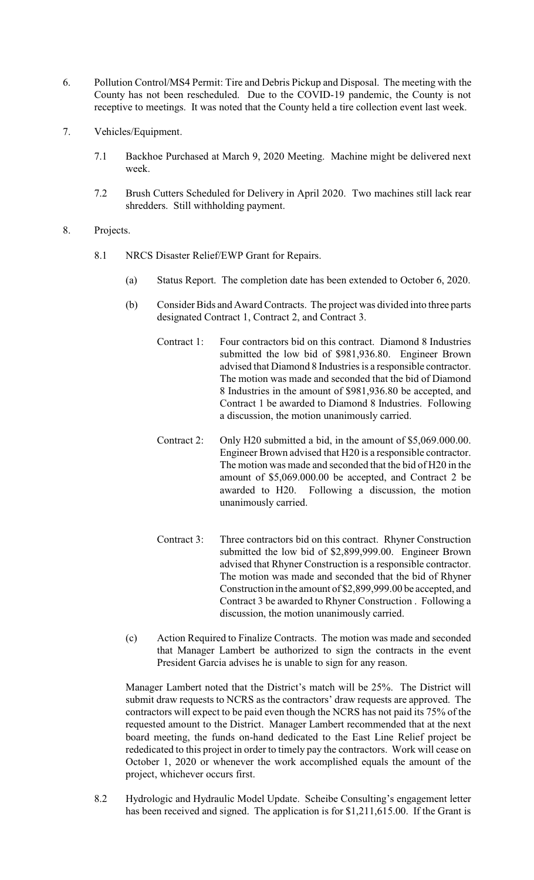6. Pollution Control/MS4 Permit: Tire and Debris Pickup and Disposal. The meeting with the County has not been rescheduled. Due to the COVID-19 pandemic, the County is not receptive to meetings. It was noted that the County held a tire collection event last week.

7. Vehicles/Equipment.

   7.1 Backhoe Purchased at March 9, 2020 Meeting. Machine might be delivered next week.

   7.2 Brush Cutters Scheduled for Delivery in April 2020. Two machines still lack rear shredders. Still withholding payment.

8. Projects.

   8.1 NRCS Disaster Relief/EWP Grant for Repairs.

      (a) Status Report. The completion date has been extended to October 6, 2020.

      (b) Consider Bids and Award Contracts. The project was divided into three parts designated Contract 1, Contract 2, and Contract 3.

         Contract 1: Four contractors bid on this contract. Diamond 8 Industries submitted the low bid of $981,936.80. Engineer Brown advised that Diamond 8 Industries is a responsible contractor. The motion was made and seconded that the bid of Diamond 8 Industries in the amount of $981,936.80 be accepted, and Contract 1 be awarded to Diamond 8 Industries. Following a discussion, the motion unanimously carried.

         Contract 2: Only H20 submitted a bid, in the amount of $5,069.000.00. Engineer Brown advised that H20 is a responsible contractor. The motion was made and seconded that the bid of H20 in the amount of $5,069.000.00 be accepted, and Contract 2 be awarded to H20. Following a discussion, the motion unanimously carried.

         Contract 3: Three contractors bid on this contract. Rhyner Construction submitted the low bid of $2,899,999.00. Engineer Brown advised that Rhyner Construction is a responsible contractor. The motion was made and seconded that the bid of Rhyner Construction in the amount of $2,899,999.00 be accepted, and Contract 3 be awarded to Rhyner Construction . Following a discussion, the motion unanimously carried.

      (c) Action Required to Finalize Contracts. The motion was made and seconded that Manager Lambert be authorized to sign the contracts in the event President Garcia advises he is unable to sign for any reason.

   Manager Lambert noted that the District's match will be 25%. The District will submit draw requests to NCRS as the contractors' draw requests are approved. The contractors will expect to be paid even though the NCRS has not paid its 75% of the requested amount to the District. Manager Lambert recommended that at the next board meeting, the funds on-hand dedicated to the East Line Relief project be rededicated to this project in order to timely pay the contractors. Work will cease on October 1, 2020 or whenever the work accomplished equals the amount of the project, whichever occurs first.

   8.2 Hydrologic and Hydraulic Model Update. Scheibe Consulting's engagement letter has been received and signed. The application is for $1,211,615.00. If the Grant is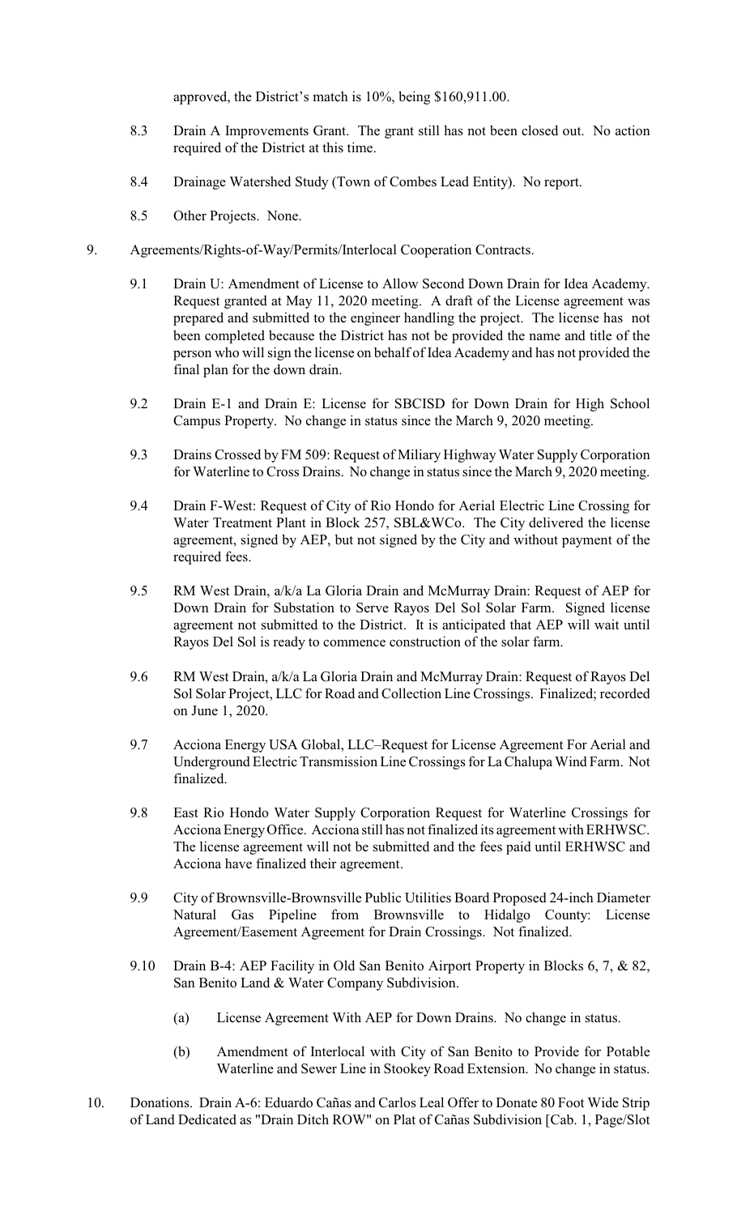approved, the District's match is 10%, being $160,911.00.

8.3 Drain A Improvements Grant. The grant still has not been closed out. No action required of the District at this time.

8.4 Drainage Watershed Study (Town of Combes Lead Entity). No report.

8.5 Other Projects. None.

9. Agreements/Rights-of-Way/Permits/Interlocal Cooperation Contracts.

9.1 Drain U: Amendment of License to Allow Second Down Drain for Idea Academy. Request granted at May 11, 2020 meeting. A draft of the License agreement was prepared and submitted to the engineer handling the project. The license has not been completed because the District has not be provided the name and title of the person who will sign the license on behalf of Idea Academy and has not provided the final plan for the down drain.

9.2 Drain E-1 and Drain E: License for SBCISD for Down Drain for High School Campus Property. No change in status since the March 9, 2020 meeting.

9.3 Drains Crossed by FM 509: Request of Miliary Highway Water Supply Corporation for Waterline to Cross Drains. No change in status since the March 9, 2020 meeting.

9.4 Drain F-West: Request of City of Rio Hondo for Aerial Electric Line Crossing for Water Treatment Plant in Block 257, SBL&WCo. The City delivered the license agreement, signed by AEP, but not signed by the City and without payment of the required fees.

9.5 RM West Drain, a/k/a La Gloria Drain and McMurray Drain: Request of AEP for Down Drain for Substation to Serve Rayos Del Sol Solar Farm. Signed license agreement not submitted to the District. It is anticipated that AEP will wait until Rayos Del Sol is ready to commence construction of the solar farm.

9.6 RM West Drain, a/k/a La Gloria Drain and McMurray Drain: Request of Rayos Del Sol Solar Project, LLC for Road and Collection Line Crossings. Finalized; recorded on June 1, 2020.

9.7 Acciona Energy USA Global, LLC–Request for License Agreement For Aerial and Underground Electric Transmission Line Crossings for La Chalupa Wind Farm. Not finalized.

9.8 East Rio Hondo Water Supply Corporation Request for Waterline Crossings for Acciona Energy Office. Acciona still has not finalized its agreement with ERHWSC. The license agreement will not be submitted and the fees paid until ERHWSC and Acciona have finalized their agreement.

9.9 City of Brownsville-Brownsville Public Utilities Board Proposed 24-inch Diameter Natural Gas Pipeline from Brownsville to Hidalgo County: License Agreement/Easement Agreement for Drain Crossings. Not finalized.

9.10 Drain B-4: AEP Facility in Old San Benito Airport Property in Blocks 6, 7, & 82, San Benito Land & Water Company Subdivision.

(a) License Agreement With AEP for Down Drains. No change in status.

(b) Amendment of Interlocal with City of San Benito to Provide for Potable Waterline and Sewer Line in Stookey Road Extension. No change in status.

10. Donations. Drain A-6: Eduardo Cañas and Carlos Leal Offer to Donate 80 Foot Wide Strip of Land Dedicated as "Drain Ditch ROW" on Plat of Cañas Subdivision [Cab. 1, Page/Slot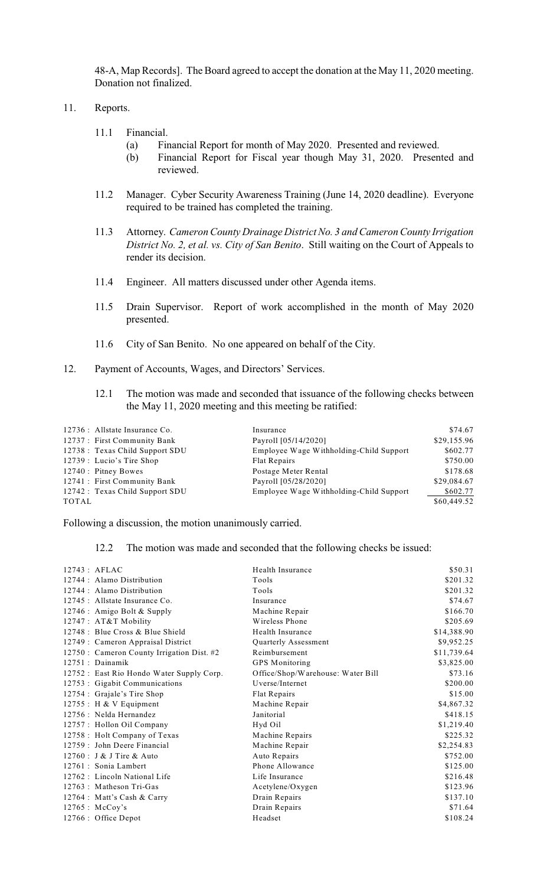48-A, Map Records]. The Board agreed to accept the donation at the May 11, 2020 meeting. Donation not finalized.

11. Reports.

    11.1 Financial.

    (a) Financial Report for month of May 2020. Presented and reviewed.

    (b) Financial Report for Fiscal year though May 31, 2020. Presented and reviewed.

    11.2 Manager. Cyber Security Awareness Training (June 14, 2020 deadline). Everyone required to be trained has completed the training.

    11.3 Attorney. *Cameron County Drainage District No. 3 and Cameron County Irrigation District No. 2, et al. vs. City of San Benito*. Still waiting on the Court of Appeals to render its decision.

    11.4 Engineer. All matters discussed under other Agenda items.

    11.5 Drain Supervisor. Report of work accomplished in the month of May 2020 presented.

    11.6 City of San Benito. No one appeared on behalf of the City.

12. Payment of Accounts, Wages, and Directors' Services.

    12.1 The motion was made and seconded that issuance of the following checks between the May 11, 2020 meeting and this meeting be ratified:

| | | |
|---|---|---|
| 12736 : Allstate Insurance Co. | Insurance | $74.67 |
| 12737 : First Community Bank | Payroll [05/14/2020] | $29,155.96 |
| 12738 : Texas Child Support SDU | Employee Wage Withholding-Child Support | $602.77 |
| 12739 : Lucio's Tire Shop | Flat Repairs | $750.00 |
| 12740 : Pitney Bowes | Postage Meter Rental | $178.68 |
| 12741 : First Community Bank | Payroll [05/28/2020] | $29,084.67 |
| 12742 : Texas Child Support SDU | Employee Wage Withholding-Child Support | $602.77 |
| TOTAL | | $60,449.52 |

Following a discussion, the motion unanimously carried.

12.2 The motion was made and seconded that the following checks be issued:

| | | |
|---|---|---|
| 12743 : AFLAC | Health Insurance | $50.31 |
| 12744 : Alamo Distribution | Tools | $201.32 |
| 12744 : Alamo Distribution | Tools | $201.32 |
| 12745 : Allstate Insurance Co. | Insurance | $74.67 |
| 12746 : Amigo Bolt & Supply | Machine Repair | $166.70 |
| 12747 : AT&T Mobility | Wireless Phone | $205.69 |
| 12748 : Blue Cross & Blue Shield | Health Insurance | $14,388.90 |
| 12749 : Cameron Appraisal District | Quarterly Assessment | $9,952.25 |
| 12750 : Cameron County Irrigation Dist. #2 | Reimbursement | $11,739.64 |
| 12751 : Dainamik | GPS Monitoring | $3,825.00 |
| 12752 : East Rio Hondo Water Supply Corp. | Office/Shop/Warehouse: Water Bill | $73.16 |
| 12753 : Gigabit Communications | Uverse/Internet | $200.00 |
| 12754 : Grajale's Tire Shop | Flat Repairs | $15.00 |
| 12755 : H & V Equipment | Machine Repair | $4,867.32 |
| 12756 : Nelda Hernandez | Janitorial | $418.15 |
| 12757 : Hollon Oil Company | Hyd Oil | $1,219.40 |
| 12758 : Holt Company of Texas | Machine Repairs | $225.32 |
| 12759 : John Deere Financial | Machine Repair | $2,254.83 |
| 12760 : J & J Tire & Auto | Auto Repairs | $752.00 |
| 12761 : Sonia Lambert | Phone Allowance | $125.00 |
| 12762 : Lincoln National Life | Life Insurance | $216.48 |
| 12763 : Matheson Tri-Gas | Acetylene/Oxygen | $123.96 |
| 12764 : Matt's Cash & Carry | Drain Repairs | $137.10 |
| 12765 : McCoy's | Drain Repairs | $71.64 |
| 12766 : Office Depot | Headset | $108.24 |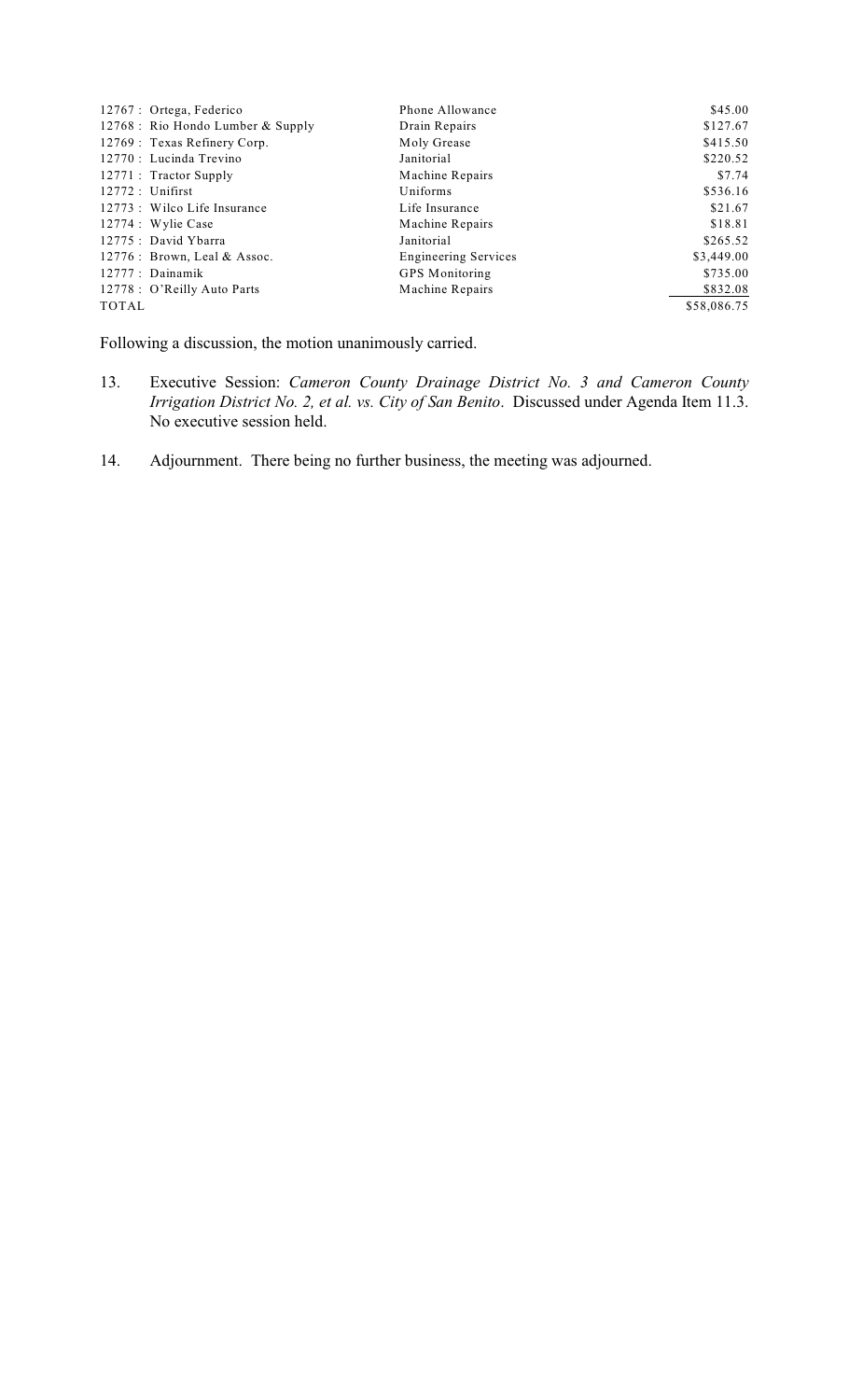| | | |
|---|---|---|
| 12767 : Ortega, Federico | Phone Allowance | $45.00 |
| 12768 : Rio Hondo Lumber & Supply | Drain Repairs | $127.67 |
| 12769 : Texas Refinery Corp. | Moly Grease | $415.50 |
| 12770 : Lucinda Trevino | Janitorial | $220.52 |
| 12771 : Tractor Supply | Machine Repairs | $7.74 |
| 12772 : Unifirst | Uniforms | $536.16 |
| 12773 : Wilco Life Insurance | Life Insurance | $21.67 |
| 12774 : Wylie Case | Machine Repairs | $18.81 |
| 12775 : David Ybarra | Janitorial | $265.52 |
| 12776 : Brown, Leal & Assoc. | Engineering Services | $3,449.00 |
| 12777 : Dainamik | GPS Monitoring | $735.00 |
| 12778 : O'Reilly Auto Parts | Machine Repairs | $832.08 |
| TOTAL | | $58,086.75 |

Following a discussion, the motion unanimously carried.

13. Executive Session: *Cameron County Drainage District No. 3 and Cameron County Irrigation District No. 2, et al. vs. City of San Benito*. Discussed under Agenda Item 11.3. No executive session held.

14. Adjournment. There being no further business, the meeting was adjourned.